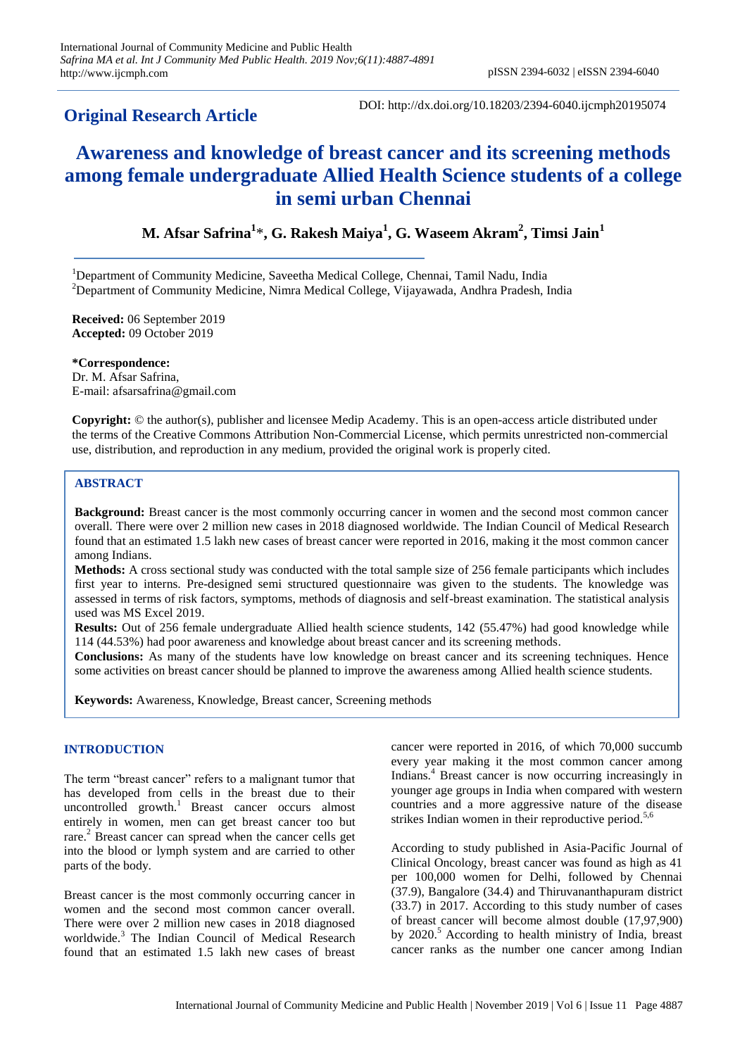**Original Research Article**

DOI: http://dx.doi.org/10.18203/2394-6040.ijcmph20195074

# Awareness and knowledge of breast cancer and its screening methods among female undergraduate Allied Health Science students of a college in semi urban Chennai

**M. Afsar Safrina[1]\*, G. Rakesh Maiya[1], G. Waseem Akram[2], Timsi Jain[1]**

[1]Department of Community Medicine, Saveetha Medical College, Chennai, Tamil Nadu, India
[2]Department of Community Medicine, Nimra Medical College, Vijayawada, Andhra Pradesh, India

**Received:** 06 September 2019
**Accepted:** 09 October 2019

**\*Correspondence:**
Dr. M. Afsar Safrina,
E-mail: afsarsafrina@gmail.com

**Copyright:** © the author(s), publisher and licensee Medip Academy. This is an open-access article distributed under the terms of the Creative Commons Attribution Non-Commercial License, which permits unrestricted non-commercial use, distribution, and reproduction in any medium, provided the original work is properly cited.

## ABSTRACT

**Background:** Breast cancer is the most commonly occurring cancer in women and the second most common cancer overall. There were over 2 million new cases in 2018 diagnosed worldwide. The Indian Council of Medical Research found that an estimated 1.5 lakh new cases of breast cancer were reported in 2016, making it the most common cancer among Indians.

**Methods:** A cross sectional study was conducted with the total sample size of 256 female participants which includes first year to interns. Pre-designed semi structured questionnaire was given to the students. The knowledge was assessed in terms of risk factors, symptoms, methods of diagnosis and self-breast examination. The statistical analysis used was MS Excel 2019.

**Results:** Out of 256 female undergraduate Allied health science students, 142 (55.47%) had good knowledge while 114 (44.53%) had poor awareness and knowledge about breast cancer and its screening methods.

**Conclusions:** As many of the students have low knowledge on breast cancer and its screening techniques. Hence some activities on breast cancer should be planned to improve the awareness among Allied health science students.

**Keywords:** Awareness, Knowledge, Breast cancer, Screening methods

## INTRODUCTION

The term "breast cancer" refers to a malignant tumor that has developed from cells in the breast due to their uncontrolled growth.[1] Breast cancer occurs almost entirely in women, men can get breast cancer too but rare.[2] Breast cancer can spread when the cancer cells get into the blood or lymph system and are carried to other parts of the body.

Breast cancer is the most commonly occurring cancer in women and the second most common cancer overall. There were over 2 million new cases in 2018 diagnosed worldwide.[3] The Indian Council of Medical Research found that an estimated 1.5 lakh new cases of breast cancer were reported in 2016, of which 70,000 succumb every year making it the most common cancer among Indians.[4] Breast cancer is now occurring increasingly in younger age groups in India when compared with western countries and a more aggressive nature of the disease strikes Indian women in their reproductive period.[5,6]

According to study published in Asia-Pacific Journal of Clinical Oncology, breast cancer was found as high as 41 per 100,000 women for Delhi, followed by Chennai (37.9), Bangalore (34.4) and Thiruvananthapuram district (33.7) in 2017. According to this study number of cases of breast cancer will become almost double (17,97,900) by 2020.[5] According to health ministry of India, breast cancer ranks as the number one cancer among Indian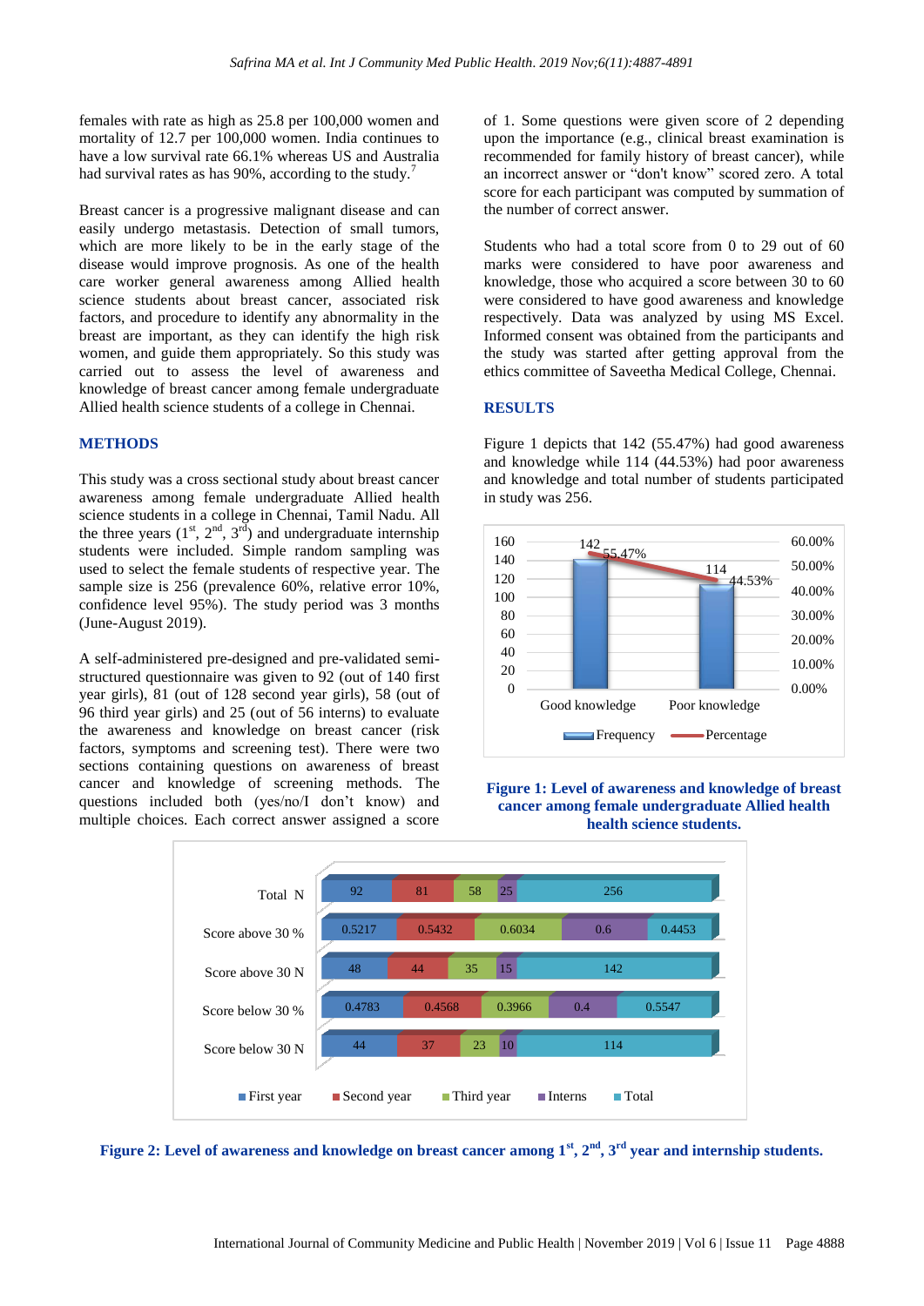females with rate as high as 25.8 per 100,000 women and mortality of 12.7 per 100,000 women. India continues to have a low survival rate 66.1% whereas US and Australia had survival rates as has 90%, according to the study.[7]

Breast cancer is a progressive malignant disease and can easily undergo metastasis. Detection of small tumors, which are more likely to be in the early stage of the disease would improve prognosis. As one of the health care worker general awareness among Allied health science students about breast cancer, associated risk factors, and procedure to identify any abnormality in the breast are important, as they can identify the high risk women, and guide them appropriately. So this study was carried out to assess the level of awareness and knowledge of breast cancer among female undergraduate Allied health science students of a college in Chennai.

## METHODS

This study was a cross sectional study about breast cancer awareness among female undergraduate Allied health science students in a college in Chennai, Tamil Nadu. All the three years (1st, 2nd, 3rd) and undergraduate internship students were included. Simple random sampling was used to select the female students of respective year. The sample size is 256 (prevalence 60%, relative error 10%, confidence level 95%). The study period was 3 months (June-August 2019).

A self-administered pre-designed and pre-validated semi-structured questionnaire was given to 92 (out of 140 first year girls), 81 (out of 128 second year girls), 58 (out of 96 third year girls) and 25 (out of 56 interns) to evaluate the awareness and knowledge on breast cancer (risk factors, symptoms and screening test). There were two sections containing questions on awareness of breast cancer and knowledge of screening methods. The questions included both (yes/no/I don't know) and multiple choices. Each correct answer assigned a score of 1. Some questions were given score of 2 depending upon the importance (e.g., clinical breast examination is recommended for family history of breast cancer), while an incorrect answer or "don't know" scored zero. A total score for each participant was computed by summation of the number of correct answer.

Students who had a total score from 0 to 29 out of 60 marks were considered to have poor awareness and knowledge, those who acquired a score between 30 to 60 were considered to have good awareness and knowledge respectively. Data was analyzed by using MS Excel. Informed consent was obtained from the participants and the study was started after getting approval from the ethics committee of Saveetha Medical College, Chennai.

## RESULTS

Figure 1 depicts that 142 (55.47%) had good awareness and knowledge while 114 (44.53%) had poor awareness and knowledge and total number of students participated in study was 256.

**Figure 1: Level of awareness and knowledge of breast cancer among female undergraduate Allied health health science students.**

**Figure 2: Level of awareness and knowledge on breast cancer among 1st, 2nd, 3rd year and internship students.**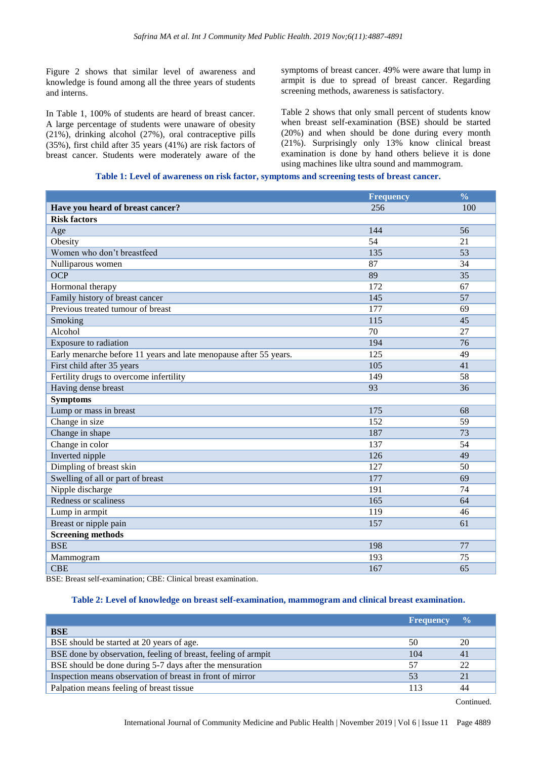Figure 2 shows that similar level of awareness and knowledge is found among all the three years of students and interns.

In Table 1, 100% of students are heard of breast cancer. A large percentage of students were unaware of obesity (21%), drinking alcohol (27%), oral contraceptive pills (35%), first child after 35 years (41%) are risk factors of breast cancer. Students were moderately aware of the symptoms of breast cancer. 49% were aware that lump in armpit is due to spread of breast cancer. Regarding screening methods, awareness is satisfactory.

Table 2 shows that only small percent of students know when breast self-examination (BSE) should be started (20%) and when should be done during every month (21%). Surprisingly only 13% know clinical breast examination is done by hand others believe it is done using machines like ultra sound and mammogram.

**Table 1: Level of awareness on risk factor, symptoms and screening tests of breast cancer.**

| | Frequency | % |
|---|---|---|
| **Have you heard of breast cancer?** | 256 | 100 |
| **Risk factors** | | |
| Age | 144 | 56 |
| Obesity | 54 | 21 |
| Women who don't breastfeed | 135 | 53 |
| Nulliparous women | 87 | 34 |
| OCP | 89 | 35 |
| Hormonal therapy | 172 | 67 |
| Family history of breast cancer | 145 | 57 |
| Previous treated tumour of breast | 177 | 69 |
| Smoking | 115 | 45 |
| Alcohol | 70 | 27 |
| Exposure to radiation | 194 | 76 |
| Early menarche before 11 years and late menopause after 55 years. | 125 | 49 |
| First child after 35 years | 105 | 41 |
| Fertility drugs to overcome infertility | 149 | 58 |
| Having dense breast | 93 | 36 |
| **Symptoms** | | |
| Lump or mass in breast | 175 | 68 |
| Change in size | 152 | 59 |
| Change in shape | 187 | 73 |
| Change in color | 137 | 54 |
| Inverted nipple | 126 | 49 |
| Dimpling of breast skin | 127 | 50 |
| Swelling of all or part of breast | 177 | 69 |
| Nipple discharge | 191 | 74 |
| Redness or scaliness | 165 | 64 |
| Lump in armpit | 119 | 46 |
| Breast or nipple pain | 157 | 61 |
| **Screening methods** | | |
| BSE | 198 | 77 |
| Mammogram | 193 | 75 |
| CBE | 167 | 65 |

BSE: Breast self-examination; CBE: Clinical breast examination.

**Table 2: Level of knowledge on breast self-examination, mammogram and clinical breast examination.**

| | Frequency | % |
|---|---|---|
| **BSE** | | |
| BSE should be started at 20 years of age. | 50 | 20 |
| BSE done by observation, feeling of breast, feeling of armpit | 104 | 41 |
| BSE should be done during 5-7 days after the mensuration | 57 | 22 |
| Inspection means observation of breast in front of mirror | 53 | 21 |
| Palpation means feeling of breast tissue | 113 | 44 |

Continued.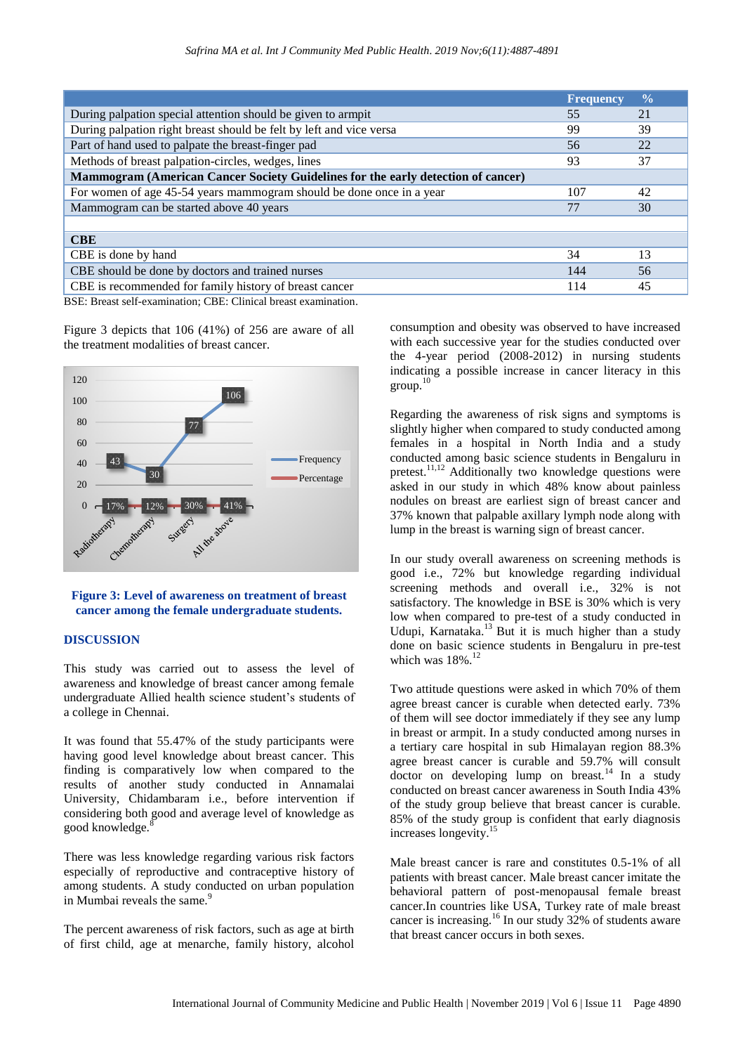| | Frequency | % |
|---|---|---|
| During palpation special attention should be given to armpit | 55 | 21 |
| During palpation right breast should be felt by left and vice versa | 99 | 39 |
| Part of hand used to palpate the breast-finger pad | 56 | 22 |
| Methods of breast palpation-circles, wedges, lines | 93 | 37 |
| **Mammogram (American Cancer Society Guidelines for the early detection of cancer)** | | |
| For women of age 45-54 years mammogram should be done once in a year | 107 | 42 |
| Mammogram can be started above 40 years | 77 | 30 |
| | | |
| **CBE** | | |
| CBE is done by hand | 34 | 13 |
| CBE should be done by doctors and trained nurses | 144 | 56 |
| CBE is recommended for family history of breast cancer | 114 | 45 |

BSE: Breast self-examination; CBE: Clinical breast examination.

Figure 3 depicts that 106 (41%) of 256 are aware of all the treatment modalities of breast cancer.

**Figure 3: Level of awareness on treatment of breast cancer among the female undergraduate students.**

## DISCUSSION

This study was carried out to assess the level of awareness and knowledge of breast cancer among female undergraduate Allied health science student's students of a college in Chennai.

It was found that 55.47% of the study participants were having good level knowledge about breast cancer. This finding is comparatively low when compared to the results of another study conducted in Annamalai University, Chidambaram i.e., before intervention if considering both good and average level of knowledge as good knowledge.[8]

There was less knowledge regarding various risk factors especially of reproductive and contraceptive history of among students. A study conducted on urban population in Mumbai reveals the same.[9]

The percent awareness of risk factors, such as age at birth of first child, age at menarche, family history, alcohol consumption and obesity was observed to have increased with each successive year for the studies conducted over the 4-year period (2008-2012) in nursing students indicating a possible increase in cancer literacy in this group.[10]

Regarding the awareness of risk signs and symptoms is slightly higher when compared to study conducted among females in a hospital in North India and a study conducted among basic science students in Bengaluru in pretest.[11,12] Additionally two knowledge questions were asked in our study in which 48% know about painless nodules on breast are earliest sign of breast cancer and 37% known that palpable axillary lymph node along with lump in the breast is warning sign of breast cancer.

In our study overall awareness on screening methods is good i.e., 72% but knowledge regarding individual screening methods and overall i.e., 32% is not satisfactory. The knowledge in BSE is 30% which is very low when compared to pre-test of a study conducted in Udupi, Karnataka.[13] But it is much higher than a study done on basic science students in Bengaluru in pre-test which was 18%.[12]

Two attitude questions were asked in which 70% of them agree breast cancer is curable when detected early. 73% of them will see doctor immediately if they see any lump in breast or armpit. In a study conducted among nurses in a tertiary care hospital in sub Himalayan region 88.3% agree breast cancer is curable and 59.7% will consult doctor on developing lump on breast.[14] In a study conducted on breast cancer awareness in South India 43% of the study group believe that breast cancer is curable. 85% of the study group is confident that early diagnosis increases longevity.[15]

Male breast cancer is rare and constitutes 0.5-1% of all patients with breast cancer. Male breast cancer imitate the behavioral pattern of post-menopausal female breast cancer.In countries like USA, Turkey rate of male breast cancer is increasing.[16] In our study 32% of students aware that breast cancer occurs in both sexes.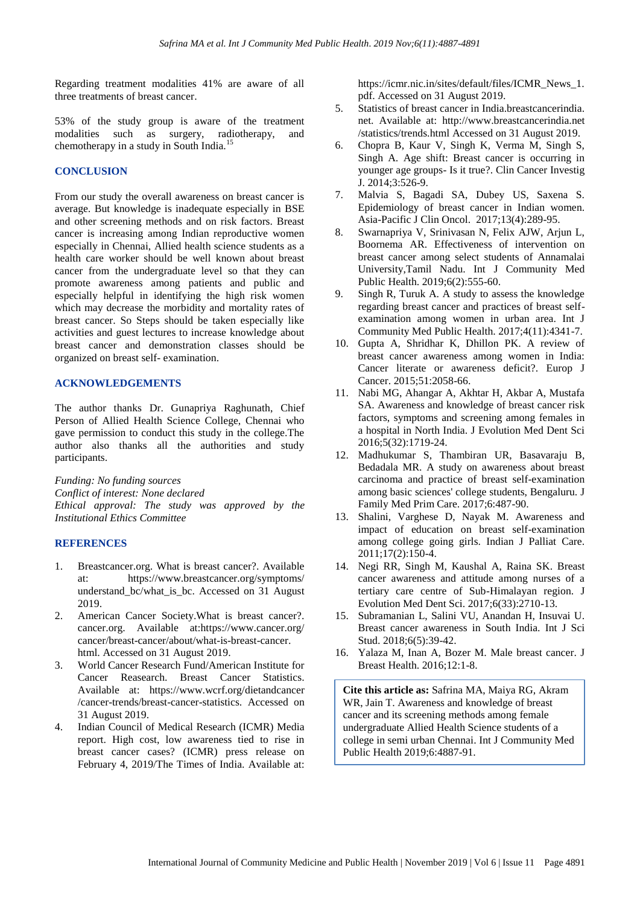Regarding treatment modalities 41% are aware of all three treatments of breast cancer.

53% of the study group is aware of the treatment modalities such as surgery, radiotherapy, and chemotherapy in a study in South India.[15]

## CONCLUSION

From our study the overall awareness on breast cancer is average. But knowledge is inadequate especially in BSE and other screening methods and on risk factors. Breast cancer is increasing among Indian reproductive women especially in Chennai, Allied health science students as a health care worker should be well known about breast cancer from the undergraduate level so that they can promote awareness among patients and public and especially helpful in identifying the high risk women which may decrease the morbidity and mortality rates of breast cancer. So Steps should be taken especially like activities and guest lectures to increase knowledge about breast cancer and demonstration classes should be organized on breast self- examination.

## ACKNOWLEDGEMENTS

The author thanks Dr. Gunapriya Raghunath, Chief Person of Allied Health Science College, Chennai who gave permission to conduct this study in the college.The author also thanks all the authorities and study participants.

*Funding: No funding sources*
*Conflict of interest: None declared*
*Ethical approval: The study was approved by the Institutional Ethics Committee*

## REFERENCES

1. Breastcancer.org. What is breast cancer?. Available at: https://www.breastcancer.org/symptoms/ understand_bc/what_is_bc. Accessed on 31 August 2019.
2. American Cancer Society.What is breast cancer?. cancer.org. Available at:https://www.cancer.org/ cancer/breast-cancer/about/what-is-breast-cancer. html. Accessed on 31 August 2019.
3. World Cancer Research Fund/American Institute for Cancer Reasearch. Breast Cancer Statistics. Available at: https://www.wcrf.org/dietandcancer /cancer-trends/breast-cancer-statistics. Accessed on 31 August 2019.
4. Indian Council of Medical Research (ICMR) Media report. High cost, low awareness tied to rise in breast cancer cases? (ICMR) press release on February 4, 2019/The Times of India. Available at: https://icmr.nic.in/sites/default/files/ICMR_News_1. pdf. Accessed on 31 August 2019.
5. Statistics of breast cancer in India.breastcancerindia. net. Available at: http://www.breastcancerindia.net /statistics/trends.html Accessed on 31 August 2019.
6. Chopra B, Kaur V, Singh K, Verma M, Singh S, Singh A. Age shift: Breast cancer is occurring in younger age groups- Is it true?. Clin Cancer Investig J. 2014;3:526-9.
7. Malvia S, Bagadi SA, Dubey US, Saxena S. Epidemiology of breast cancer in Indian women. Asia-Pacific J Clin Oncol. 2017;13(4):289-95.
8. Swarnapriya V, Srinivasan N, Felix AJW, Arjun L, Boornema AR. Effectiveness of intervention on breast cancer among select students of Annamalai University,Tamil Nadu. Int J Community Med Public Health. 2019;6(2):555-60.
9. Singh R, Turuk A. A study to assess the knowledge regarding breast cancer and practices of breast self-examination among women in urban area. Int J Community Med Public Health. 2017;4(11):4341-7.
10. Gupta A, Shridhar K, Dhillon PK. A review of breast cancer awareness among women in India: Cancer literate or awareness deficit?. Europ J Cancer. 2015;51:2058-66.
11. Nabi MG, Ahangar A, Akhtar H, Akbar A, Mustafa SA. Awareness and knowledge of breast cancer risk factors, symptoms and screening among females in a hospital in North India. J Evolution Med Dent Sci 2016;5(32):1719-24.
12. Madhukumar S, Thambiran UR, Basavaraju B, Bedadala MR. A study on awareness about breast carcinoma and practice of breast self-examination among basic sciences' college students, Bengaluru. J Family Med Prim Care. 2017;6:487-90.
13. Shalini, Varghese D, Nayak M. Awareness and impact of education on breast self-examination among college going girls. Indian J Palliat Care. 2011;17(2):150-4.
14. Negi RR, Singh M, Kaushal A, Raina SK. Breast cancer awareness and attitude among nurses of a tertiary care centre of Sub-Himalayan region. J Evolution Med Dent Sci. 2017;6(33):2710-13.
15. Subramanian L, Salini VU, Anandan H, Insuvai U. Breast cancer awareness in South India. Int J Sci Stud. 2018;6(5):39-42.
16. Yalaza M, Inan A, Bozer M. Male breast cancer. J Breast Health. 2016;12:1-8.

**Cite this article as:** Safrina MA, Maiya RG, Akram WR, Jain T. Awareness and knowledge of breast cancer and its screening methods among female undergraduate Allied Health Science students of a college in semi urban Chennai. Int J Community Med Public Health 2019;6:4887-91.